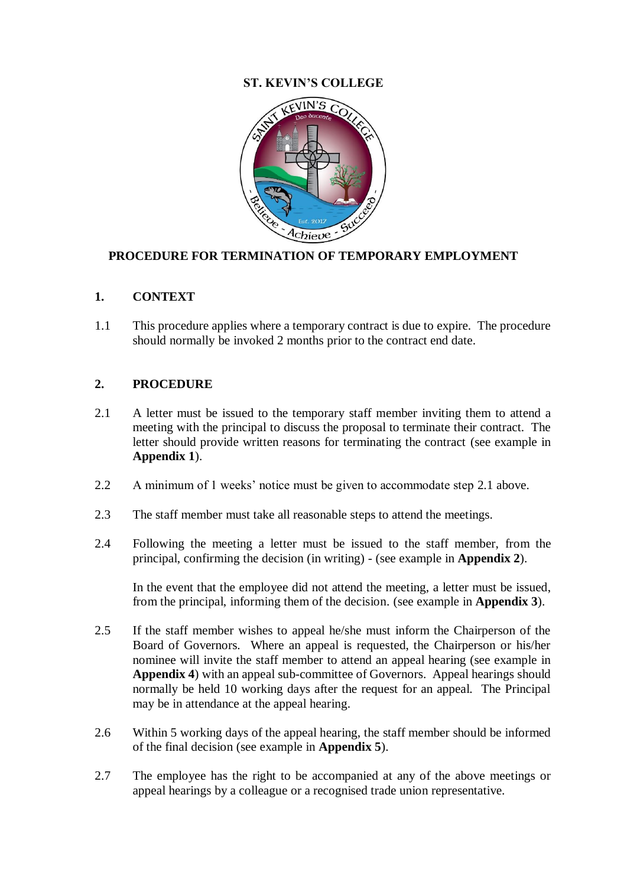# ST. KEVIN'S COLLEGE

## PROCEDURE FOR TERMINATION OF TEMPORARY EMPLOYMENT

### 1. CONTEXT

1.1 This procedure applies where a temporary contract is due to expire. The procedure should normally be invoked 2 months prior to the contract end date.

### 2. PROCEDURE

2.1 A letter must be issued to the temporary staff member inviting them to attend a meeting with the principal to discuss the proposal to terminate their contract. The letter should provide written reasons for terminating the contract (see example in **Appendix 1**).

2.2 A minimum of 1 weeks' notice must be given to accommodate step 2.1 above.

2.3 The staff member must take all reasonable steps to attend the meetings.

2.4 Following the meeting a letter must be issued to the staff member, from the principal, confirming the decision (in writing) - (see example in **Appendix 2**).

In the event that the employee did not attend the meeting, a letter must be issued, from the principal, informing them of the decision. (see example in **Appendix 3**).

2.5 If the staff member wishes to appeal he/she must inform the Chairperson of the Board of Governors. Where an appeal is requested, the Chairperson or his/her nominee will invite the staff member to attend an appeal hearing (see example in **Appendix 4**) with an appeal sub-committee of Governors. Appeal hearings should normally be held 10 working days after the request for an appeal. The Principal may be in attendance at the appeal hearing.

2.6 Within 5 working days of the appeal hearing, the staff member should be informed of the final decision (see example in **Appendix 5**).

2.7 The employee has the right to be accompanied at any of the above meetings or appeal hearings by a colleague or a recognised trade union representative.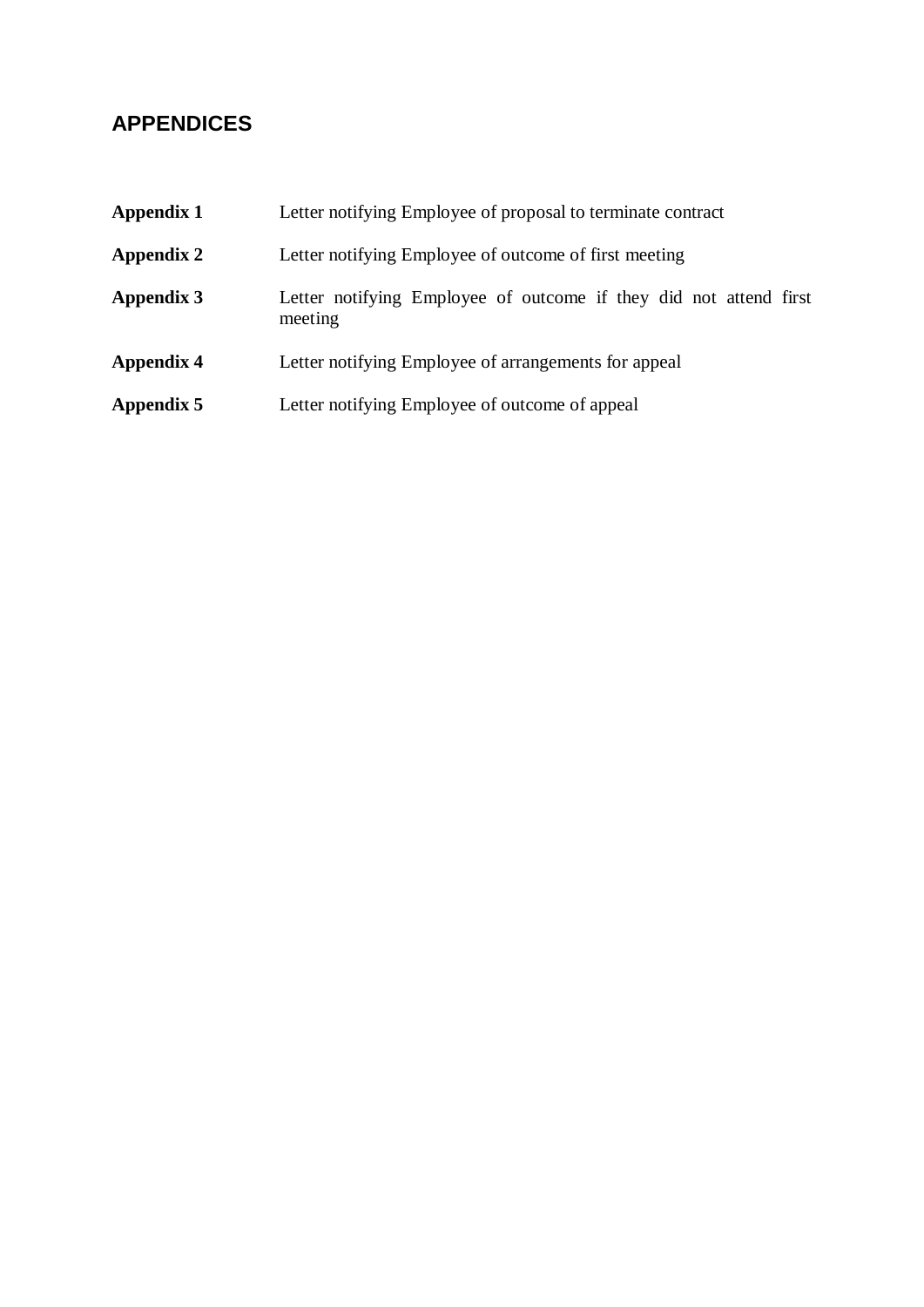## APPENDICES

| | |
|---|---|
| **Appendix 1** | Letter notifying Employee of proposal to terminate contract |
| **Appendix 2** | Letter notifying Employee of outcome of first meeting |
| **Appendix 3** | Letter notifying Employee of outcome if they did not attend first meeting |
| **Appendix 4** | Letter notifying Employee of arrangements for appeal |
| **Appendix 5** | Letter notifying Employee of outcome of appeal |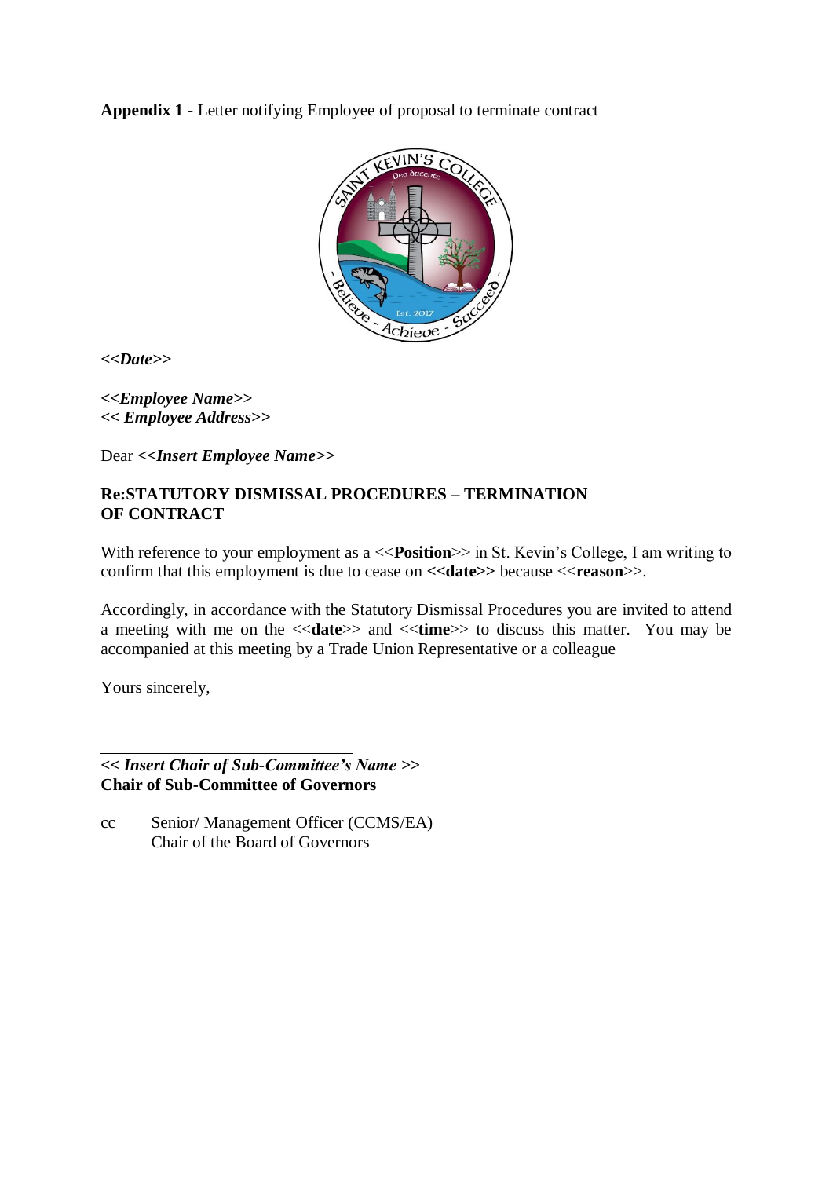**Appendix 1 -** Letter notifying Employee of proposal to terminate contract

***<<Date>>***

***<<Employee Name>>***
***<< Employee Address>>***

Dear ***<<Insert Employee Name>>***

**Re:STATUTORY DISMISSAL PROCEDURES – TERMINATION OF CONTRACT**

With reference to your employment as a <<**Position**>> in St. Kevin's College, I am writing to confirm that this employment is due to cease on **<<date>>** because <<**reason**>>.

Accordingly, in accordance with the Statutory Dismissal Procedures you are invited to attend a meeting with me on the <<**date**>> and <<**time**>> to discuss this matter. You may be accompanied at this meeting by a Trade Union Representative or a colleague

Yours sincerely,

\_\_\_\_\_\_\_\_\_\_\_\_\_\_\_\_\_\_\_\_\_\_\_\_\_\_\_\_\_\_
***<< Insert Chair of Sub-Committee's Name >>***
**Chair of Sub-Committee of Governors**

cc Senior/ Management Officer (CCMS/EA)
Chair of the Board of Governors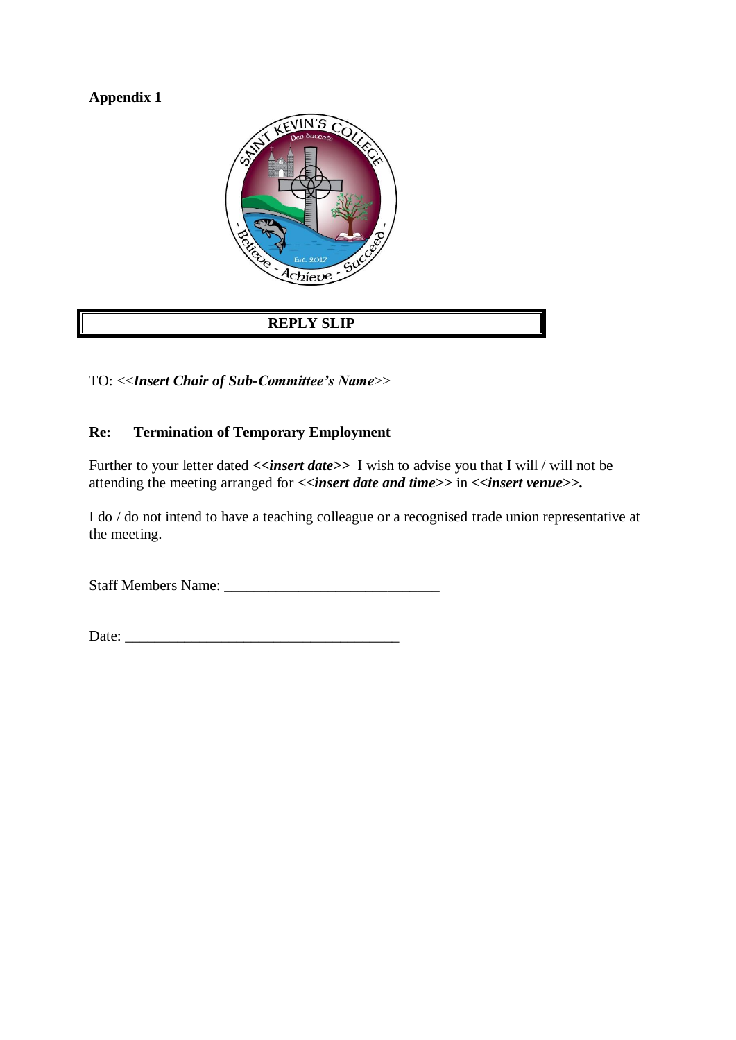**Appendix 1**

**REPLY SLIP**

TO: <<***Insert Chair of Sub-Committee's Name***>>

**Re: Termination of Temporary Employment**

Further to your letter dated ***<<insert date>>*** I wish to advise you that I will / will not be attending the meeting arranged for ***<<insert date and time>>*** in ***<<insert venue>>.***

I do / do not intend to have a teaching colleague or a recognised trade union representative at the meeting.

Staff Members Name: _____________________________

Date: _____________________________________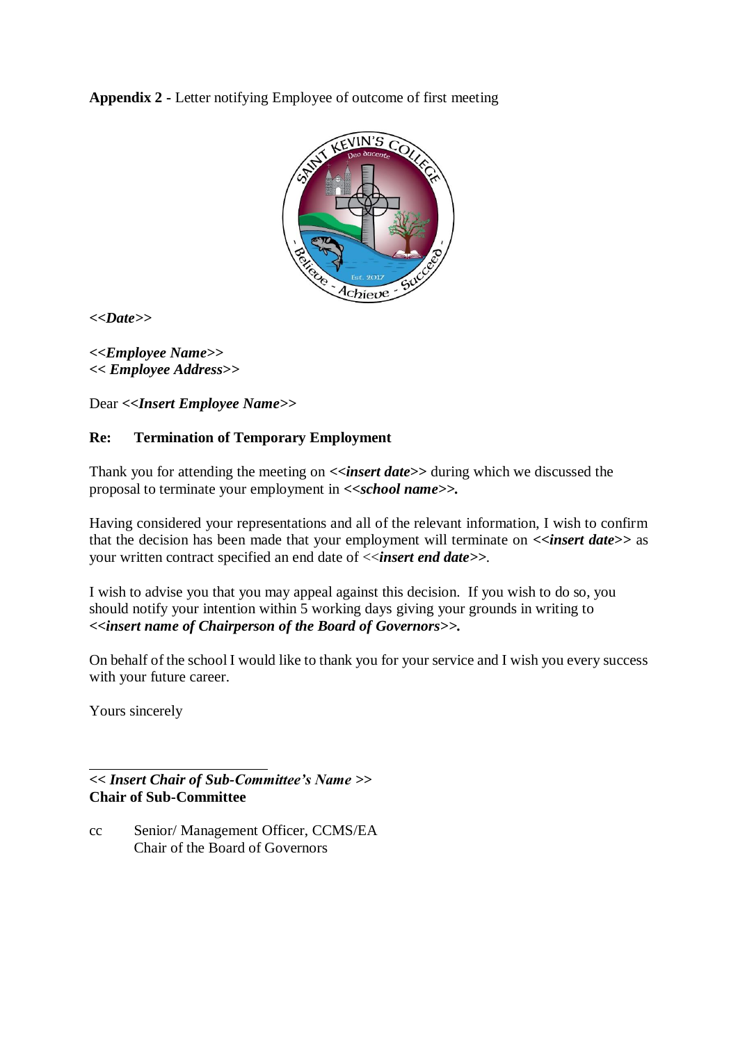**Appendix 2 -** Letter notifying Employee of outcome of first meeting

***<<Date>>***

***<<Employee Name>>***
***<< Employee Address>>***

Dear ***<<Insert Employee Name>>***

**Re: Termination of Temporary Employment**

Thank you for attending the meeting on ***<<insert date>>*** during which we discussed the proposal to terminate your employment in ***<<school name>>.***

Having considered your representations and all of the relevant information, I wish to confirm that the decision has been made that your employment will terminate on ***<<insert date>>*** as your written contract specified an end date of <<***insert end date>>***.

I wish to advise you that you may appeal against this decision. If you wish to do so, you should notify your intention within 5 working days giving your grounds in writing to ***<<insert name of Chairperson of the Board of Governors>>.***

On behalf of the school I would like to thank you for your service and I wish you every success with your future career.

Yours sincerely

\_\_\_\_\_\_\_\_\_\_\_\_\_\_\_\_\_\_\_\_\_\_\_\_\_\_
***<< Insert Chair of Sub-Committee's Name >>***
**Chair of Sub-Committee**

cc Senior/ Management Officer, CCMS/EA
Chair of the Board of Governors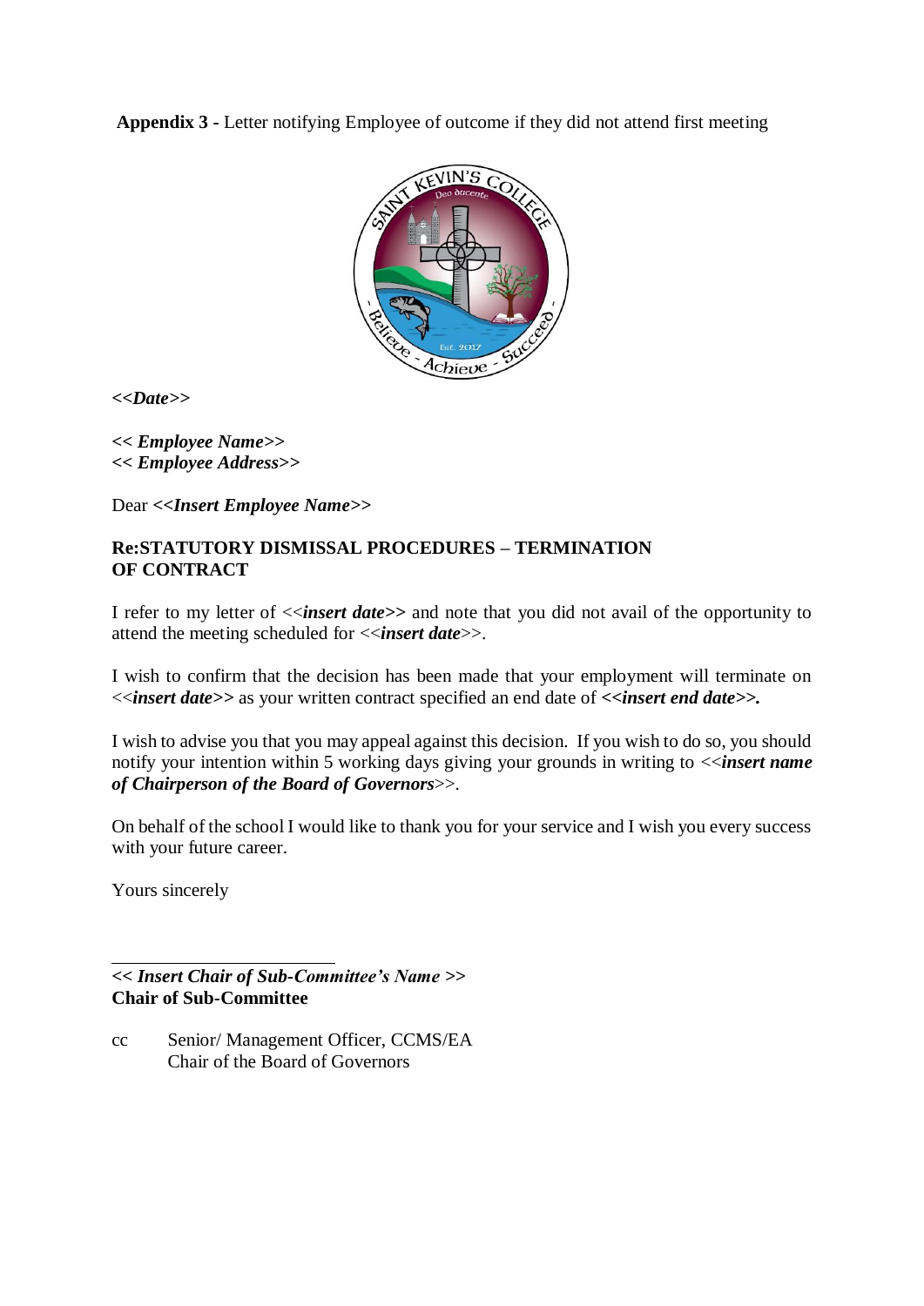**Appendix 3 -** Letter notifying Employee of outcome if they did not attend first meeting

***<<Date>>***

***<< Employee Name>>***
***<< Employee Address>>***

Dear ***<<Insert Employee Name>>***

**Re:STATUTORY DISMISSAL PROCEDURES – TERMINATION OF CONTRACT**

I refer to my letter of <<***insert date***>> and note that you did not avail of the opportunity to attend the meeting scheduled for <<***insert date***>>.

I wish to confirm that the decision has been made that your employment will terminate on <<***insert date***>> as your written contract specified an end date of ***<<insert end date>>.***

I wish to advise you that you may appeal against this decision. If you wish to do so, you should notify your intention within 5 working days giving your grounds in writing to <<***insert name of Chairperson of the Board of Governors***>>.

On behalf of the school I would like to thank you for your service and I wish you every success with your future career.

Yours sincerely

\_\_\_\_\_\_\_\_\_\_\_\_\_\_\_\_\_\_\_\_\_\_\_\_\_

***<< Insert Chair of Sub-Committee's Name >>***
**Chair of Sub-Committee**

cc Senior/ Management Officer, CCMS/EA
Chair of the Board of Governors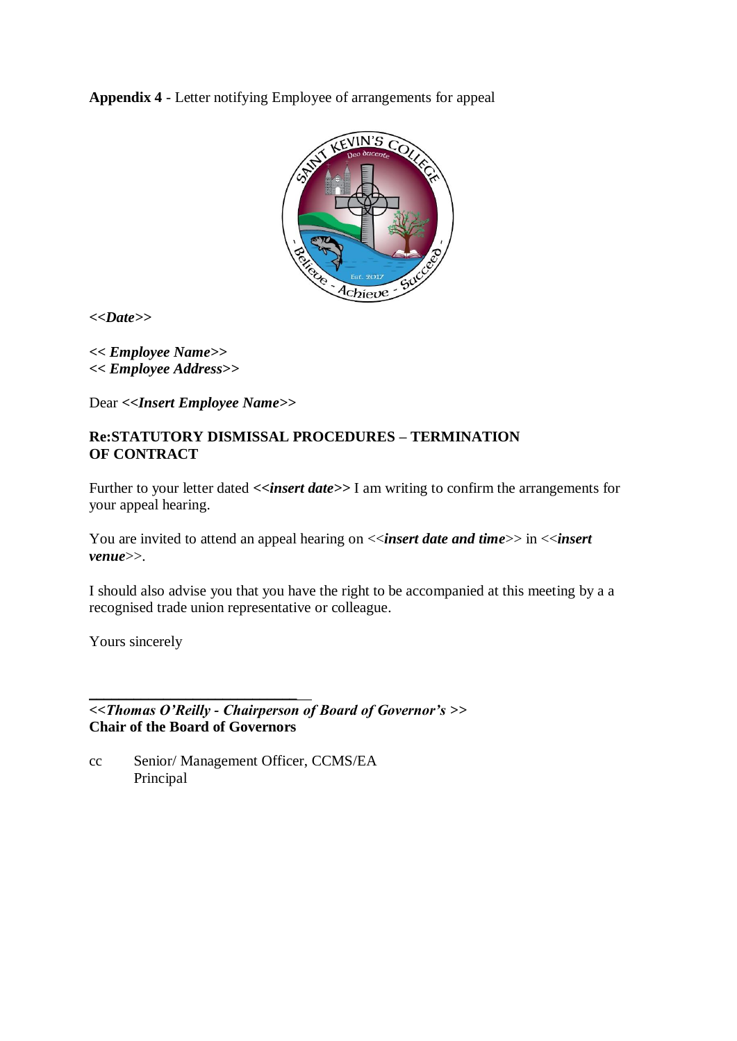**Appendix 4** - Letter notifying Employee of arrangements for appeal

***<<Date>>***

***<< Employee Name>>***
***<< Employee Address>>***

Dear ***<<Insert Employee Name>>***

**Re:STATUTORY DISMISSAL PROCEDURES – TERMINATION OF CONTRACT**

Further to your letter dated ***<<insert date>>*** I am writing to confirm the arrangements for your appeal hearing.

You are invited to attend an appeal hearing on <<***insert date and time***>> in <<***insert venue***>>.

I should also advise you that you have the right to be accompanied at this meeting by a a recognised trade union representative or colleague.

Yours sincerely

_____________________________

***<<Thomas O'Reilly - Chairperson of Board of Governor's >>***
**Chair of the Board of Governors**

cc Senior/ Management Officer, CCMS/EA
Principal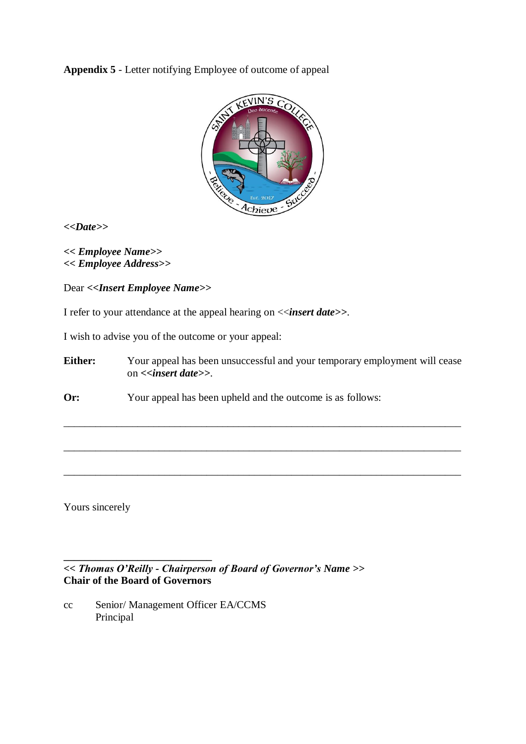**Appendix 5** - Letter notifying Employee of outcome of appeal

***<<Date>>***

***<< Employee Name>>***
***<< Employee Address>>***

Dear ***<<Insert Employee Name>>***

I refer to your attendance at the appeal hearing on <<***insert date>>***.

I wish to advise you of the outcome or your appeal:

**Either:** Your appeal has been unsuccessful and your temporary employment will cease on ***<<insert date>>***.

**Or:** Your appeal has been upheld and the outcome is as follows:

\_\_\_\_\_\_\_\_\_\_\_\_\_\_\_\_\_\_\_\_\_\_\_\_\_\_\_\_\_\_\_\_\_\_\_\_\_\_\_\_\_\_\_\_\_\_\_\_\_\_\_\_\_\_\_\_\_\_\_\_\_\_\_\_\_\_\_\_\_\_\_\_\_\_\_\_\_\_

\_\_\_\_\_\_\_\_\_\_\_\_\_\_\_\_\_\_\_\_\_\_\_\_\_\_\_\_\_\_\_\_\_\_\_\_\_\_\_\_\_\_\_\_\_\_\_\_\_\_\_\_\_\_\_\_\_\_\_\_\_\_\_\_\_\_\_\_\_\_\_\_\_\_\_\_\_\_

\_\_\_\_\_\_\_\_\_\_\_\_\_\_\_\_\_\_\_\_\_\_\_\_\_\_\_\_\_\_\_\_\_\_\_\_\_\_\_\_\_\_\_\_\_\_\_\_\_\_\_\_\_\_\_\_\_\_\_\_\_\_\_\_\_\_\_\_\_\_\_\_\_\_\_\_\_\_

Yours sincerely

\_\_\_\_\_\_\_\_\_\_\_\_\_\_\_\_\_\_\_\_\_\_\_\_\_\_\_\_\_\_

***<< Thomas O'Reilly - Chairperson of Board of Governor's Name >>***
**Chair of the Board of Governors**

cc Senior/ Management Officer EA/CCMS
Principal